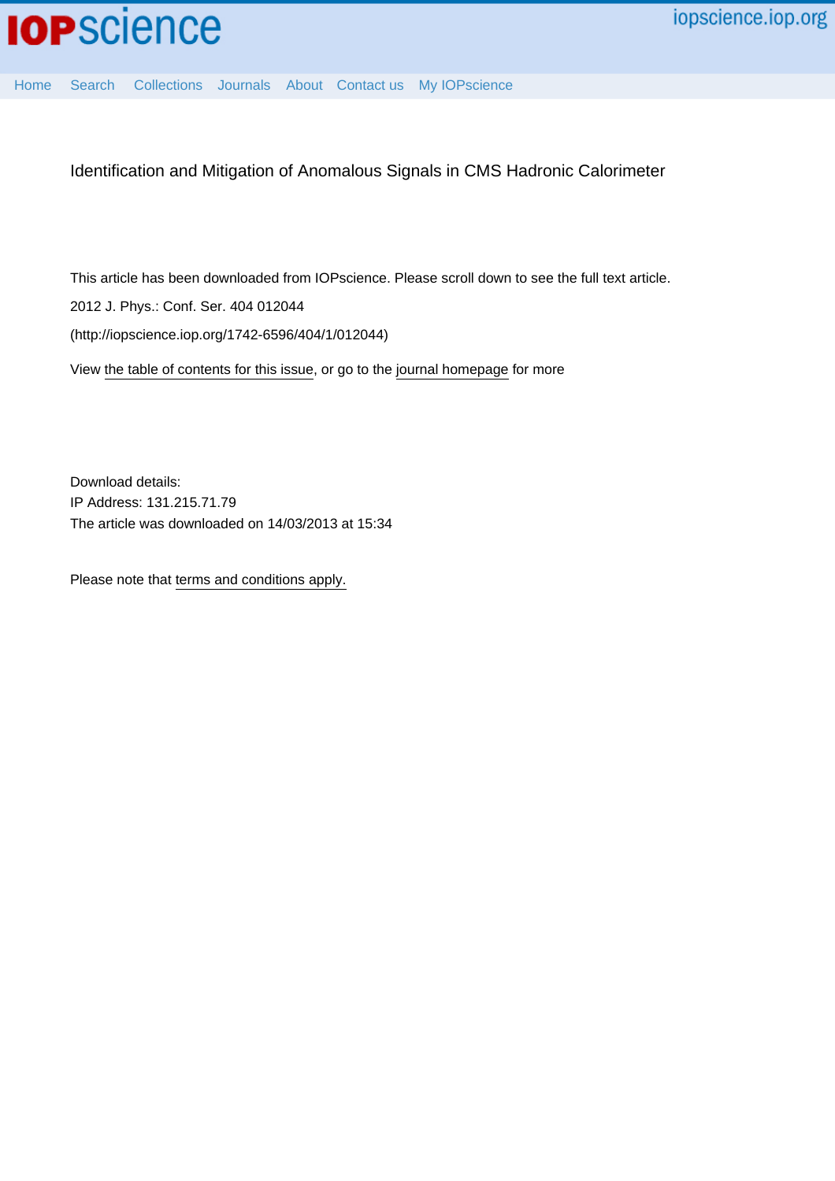Identification and Mitigation of Anomalous Signals in CMS Hadronic Calorimeter

This article has been downloaded from IOPscience. Please scroll down to see the full text article.

2012 J. Phys.: Conf. Ser. 404 012044

(http://iopscience.iop.org/1742-6596/404/1/012044)

View the table of contents for this issue, or go to the journal homepage for more

Download details:
IP Address: 131.215.71.79
The article was downloaded on 14/03/2013 at 15:34

Please note that terms and conditions apply.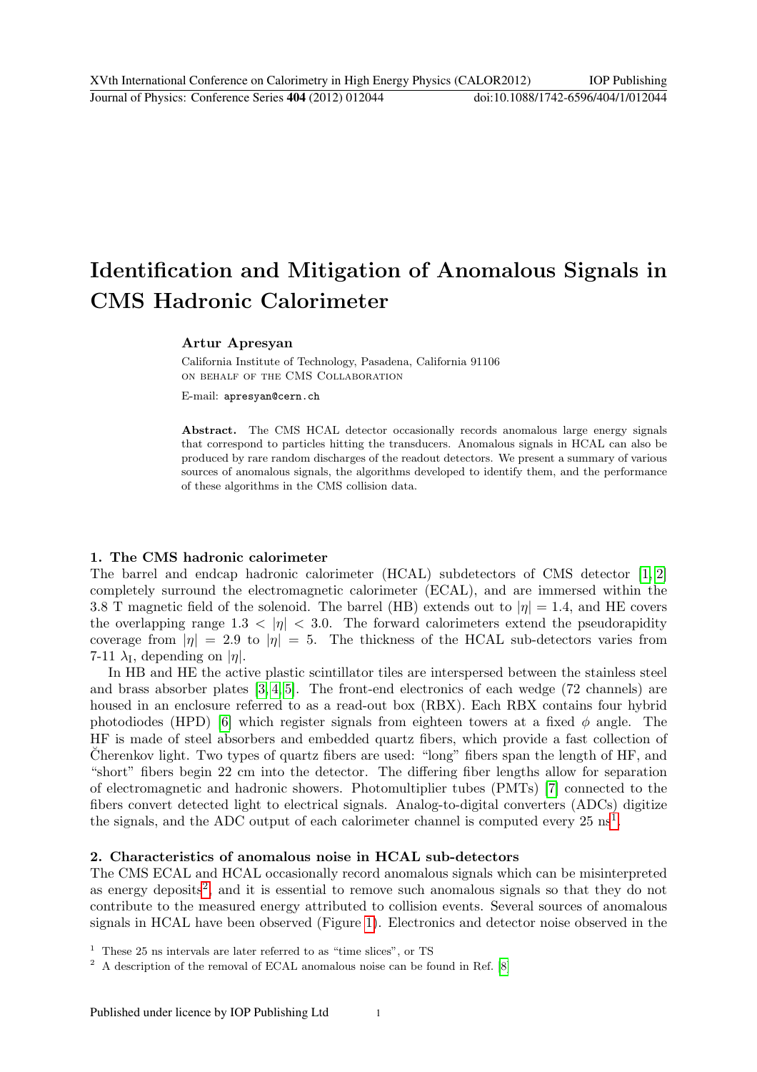# Identification and Mitigation of Anomalous Signals in CMS Hadronic Calorimeter

**Artur Apresyan**

California Institute of Technology, Pasadena, California 91106
ON BEHALF OF THE CMS COLLABORATION

E-mail: apresyan@cern.ch

**Abstract.** The CMS HCAL detector occasionally records anomalous large energy signals that correspond to particles hitting the transducers. Anomalous signals in HCAL can also be produced by rare random discharges of the readout detectors. We present a summary of various sources of anomalous signals, the algorithms developed to identify them, and the performance of these algorithms in the CMS collision data.

## 1. The CMS hadronic calorimeter

The barrel and endcap hadronic calorimeter (HCAL) subdetectors of CMS detector [1, 2] completely surround the electromagnetic calorimeter (ECAL), and are immersed within the 3.8 T magnetic field of the solenoid. The barrel (HB) extends out to $|\eta| = 1.4$, and HE covers the overlapping range $1.3 < |\eta| < 3.0$. The forward calorimeters extend the pseudorapidity coverage from $|\eta| = 2.9$ to $|\eta| = 5$. The thickness of the HCAL sub-detectors varies from 7-11 $\lambda_{\mathrm{I}}$, depending on $|\eta|$.

In HB and HE the active plastic scintillator tiles are interspersed between the stainless steel and brass absorber plates [3, 4, 5]. The front-end electronics of each wedge (72 channels) are housed in an enclosure referred to as a read-out box (RBX). Each RBX contains four hybrid photodiodes (HPD) [6] which register signals from eighteen towers at a fixed $\phi$ angle. The HF is made of steel absorbers and embedded quartz fibers, which provide a fast collection of Čherenkov light. Two types of quartz fibers are used: "long" fibers span the length of HF, and "short" fibers begin 22 cm into the detector. The differing fiber lengths allow for separation of electromagnetic and hadronic showers. Photomultiplier tubes (PMTs) [7] connected to the fibers convert detected light to electrical signals. Analog-to-digital converters (ADCs) digitize the signals, and the ADC output of each calorimeter channel is computed every 25 ns[1].

## 2. Characteristics of anomalous noise in HCAL sub-detectors

The CMS ECAL and HCAL occasionally record anomalous signals which can be misinterpreted as energy deposits[2], and it is essential to remove such anomalous signals so that they do not contribute to the measured energy attributed to collision events. Several sources of anomalous signals in HCAL have been observed (Figure 1). Electronics and detector noise observed in the

[1] These 25 ns intervals are later referred to as "time slices", or TS

[2] A description of the removal of ECAL anomalous noise can be found in Ref. [8]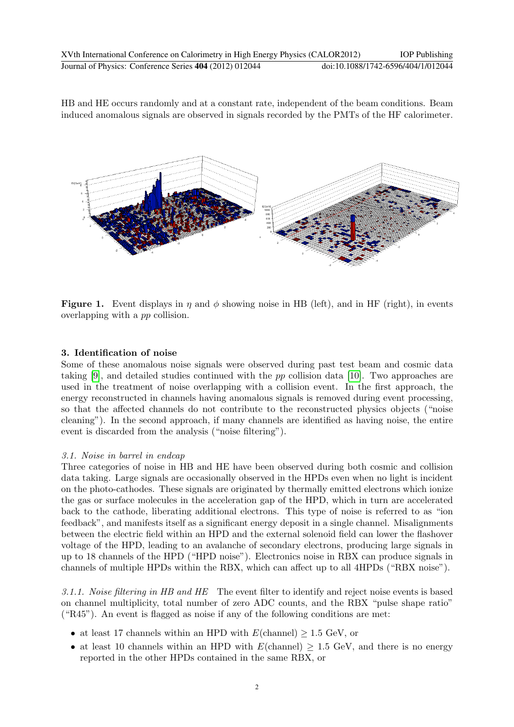HB and HE occurs randomly and at a constant rate, independent of the beam conditions. Beam induced anomalous signals are observed in signals recorded by the PMTs of the HF calorimeter.

**Figure 1.** Event displays in $\eta$ and $\phi$ showing noise in HB (left), and in HF (right), in events overlapping with a *pp* collision.

## 3. Identification of noise

Some of these anomalous noise signals were observed during past test beam and cosmic data taking [9], and detailed studies continued with the *pp* collision data [10]. Two approaches are used in the treatment of noise overlapping with a collision event. In the first approach, the energy reconstructed in channels having anomalous signals is removed during event processing, so that the affected channels do not contribute to the reconstructed physics objects ("noise cleaning"). In the second approach, if many channels are identified as having noise, the entire event is discarded from the analysis ("noise filtering").

### *3.1. Noise in barrel in endcap*

Three categories of noise in HB and HE have been observed during both cosmic and collision data taking. Large signals are occasionally observed in the HPDs even when no light is incident on the photo-cathodes. These signals are originated by thermally emitted electrons which ionize the gas or surface molecules in the acceleration gap of the HPD, which in turn are accelerated back to the cathode, liberating additional electrons. This type of noise is referred to as "ion feedback", and manifests itself as a significant energy deposit in a single channel. Misalignments between the electric field within an HPD and the external solenoid field can lower the flashover voltage of the HPD, leading to an avalanche of secondary electrons, producing large signals in up to 18 channels of the HPD ("HPD noise"). Electronics noise in RBX can produce signals in channels of multiple HPDs within the RBX, which can affect up to all 4HPDs ("RBX noise").

*3.1.1. Noise filtering in HB and HE* The event filter to identify and reject noise events is based on channel multiplicity, total number of zero ADC counts, and the RBX "pulse shape ratio" ("R45"). An event is flagged as noise if any of the following conditions are met:

- at least 17 channels within an HPD with $E(\text{channel}) \geq 1.5$ GeV, or
- at least 10 channels within an HPD with $E(\text{channel}) \geq 1.5$ GeV, and there is no energy reported in the other HPDs contained in the same RBX, or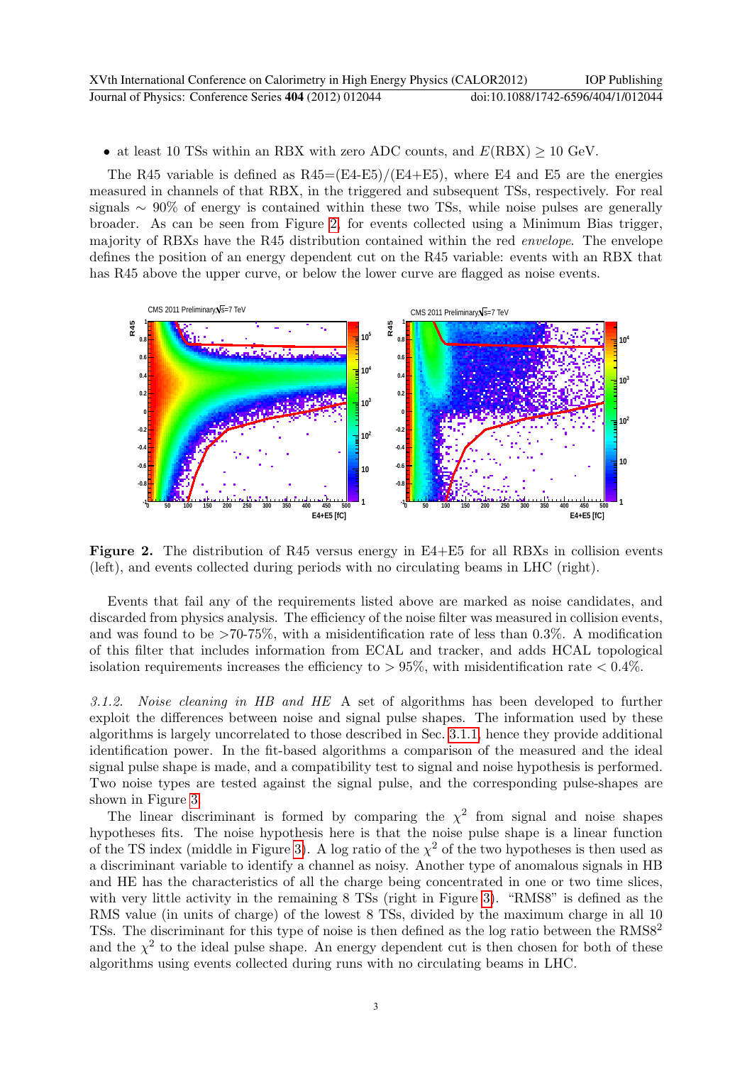- at least 10 TSs within an RBX with zero ADC counts, and $E(\text{RBX}) \geq 10$ GeV.

The R45 variable is defined as R45=(E4-E5)/(E4+E5), where E4 and E5 are the energies measured in channels of that RBX, in the triggered and subsequent TSs, respectively. For real signals $\sim$ 90% of energy is contained within these two TSs, while noise pulses are generally broader. As can be seen from Figure 2, for events collected using a Minimum Bias trigger, majority of RBXs have the R45 distribution contained within the red *envelope*. The envelope defines the position of an energy dependent cut on the R45 variable: events with an RBX that has R45 above the upper curve, or below the lower curve are flagged as noise events.

**Figure 2.** The distribution of R45 versus energy in E4+E5 for all RBXs in collision events (left), and events collected during periods with no circulating beams in LHC (right).

Events that fail any of the requirements listed above are marked as noise candidates, and discarded from physics analysis. The efficiency of the noise filter was measured in collision events, and was found to be >70-75%, with a misidentification rate of less than 0.3%. A modification of this filter that includes information from ECAL and tracker, and adds HCAL topological isolation requirements increases the efficiency to > 95%, with misidentification rate < 0.4%.

*3.1.2. Noise cleaning in HB and HE* A set of algorithms has been developed to further exploit the differences between noise and signal pulse shapes. The information used by these algorithms is largely uncorrelated to those described in Sec. 3.1.1, hence they provide additional identification power. In the fit-based algorithms a comparison of the measured and the ideal signal pulse shape is made, and a compatibility test to signal and noise hypothesis is performed. Two noise types are tested against the signal pulse, and the corresponding pulse-shapes are shown in Figure 3.

The linear discriminant is formed by comparing the $\chi^2$ from signal and noise shapes hypotheses fits. The noise hypothesis here is that the noise pulse shape is a linear function of the TS index (middle in Figure 3). A log ratio of the $\chi^2$ of the two hypotheses is then used as a discriminant variable to identify a channel as noisy. Another type of anomalous signals in HB and HE has the characteristics of all the charge being concentrated in one or two time slices, with very little activity in the remaining 8 TSs (right in Figure 3). "RMS8" is defined as the RMS value (in units of charge) of the lowest 8 TSs, divided by the maximum charge in all 10 TSs. The discriminant for this type of noise is then defined as the log ratio between the RMS8$^2$ and the $\chi^2$ to the ideal pulse shape. An energy dependent cut is then chosen for both of these algorithms using events collected during runs with no circulating beams in LHC.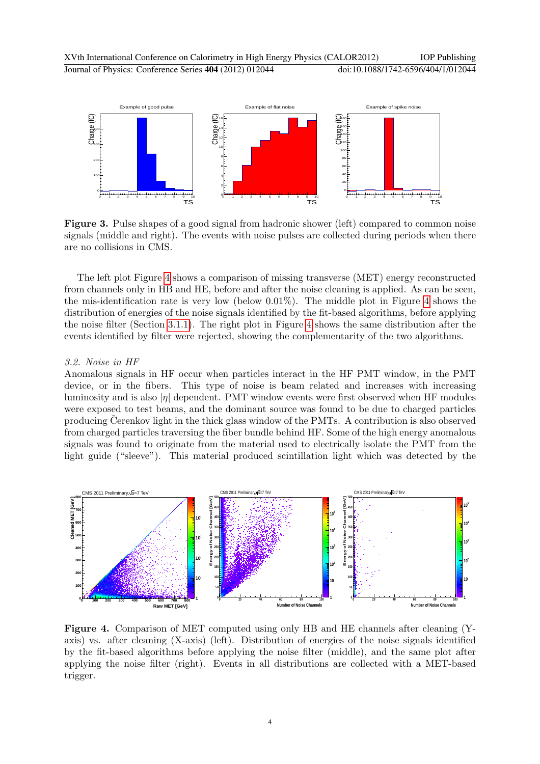**Figure 3.** Pulse shapes of a good signal from hadronic shower (left) compared to common noise signals (middle and right). The events with noise pulses are collected during periods when there are no collisions in CMS.

The left plot Figure 4 shows a comparison of missing transverse (MET) energy reconstructed from channels only in HB and HE, before and after the noise cleaning is applied. As can be seen, the mis-identification rate is very low (below 0.01%). The middle plot in Figure 4 shows the distribution of energies of the noise signals identified by the fit-based algorithms, before applying the noise filter (Section 3.1.1). The right plot in Figure 4 shows the same distribution after the events identified by filter were rejected, showing the complementarity of the two algorithms.

*3.2. Noise in HF*

Anomalous signals in HF occur when particles interact in the HF PMT window, in the PMT device, or in the fibers. This type of noise is beam related and increases with increasing luminosity and is also $|\eta|$ dependent. PMT window events were first observed when HF modules were exposed to test beams, and the dominant source was found to be due to charged particles producing Čerenkov light in the thick glass window of the PMTs. A contribution is also observed from charged particles traversing the fiber bundle behind HF. Some of the high energy anomalous signals was found to originate from the material used to electrically isolate the PMT from the light guide ("sleeve"). This material produced scintillation light which was detected by the

**Figure 4.** Comparison of MET computed using only HB and HE channels after cleaning (Y-axis) vs. after cleaning (X-axis) (left). Distribution of energies of the noise signals identified by the fit-based algorithms before applying the noise filter (middle), and the same plot after applying the noise filter (right). Events in all distributions are collected with a MET-based trigger.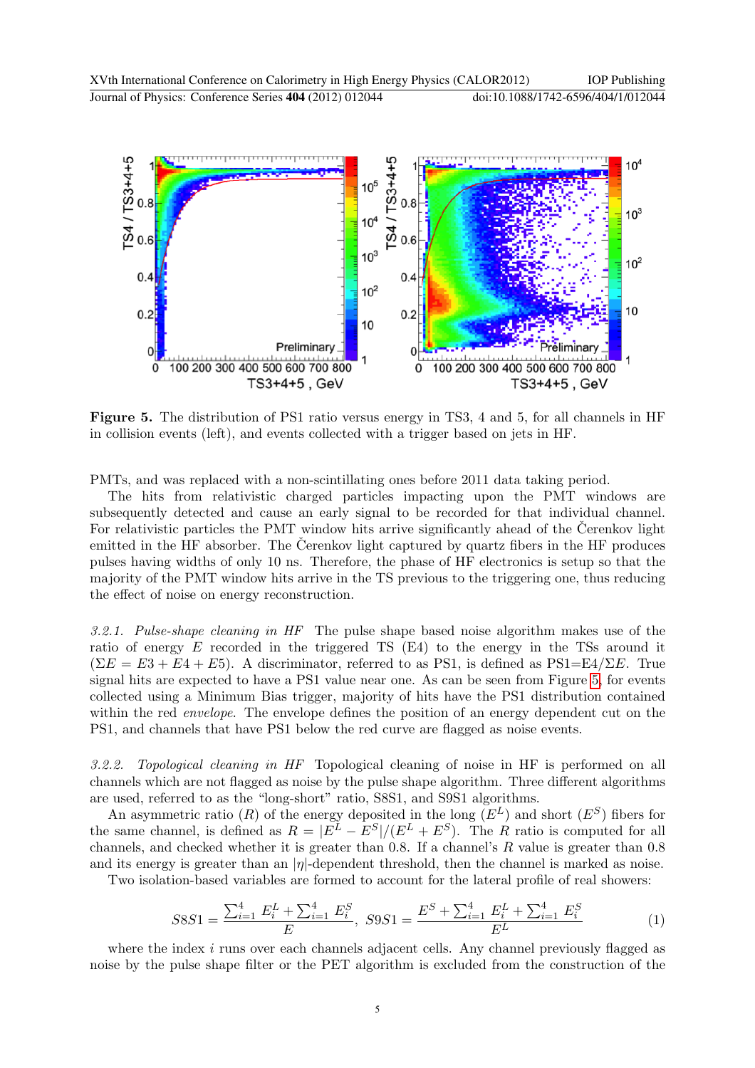**Figure 5.** The distribution of PS1 ratio versus energy in TS3, 4 and 5, for all channels in HF in collision events (left), and events collected with a trigger based on jets in HF.

PMTs, and was replaced with a non-scintillating ones before 2011 data taking period.

The hits from relativistic charged particles impacting upon the PMT windows are subsequently detected and cause an early signal to be recorded for that individual channel. For relativistic particles the PMT window hits arrive significantly ahead of the Čerenkov light emitted in the HF absorber. The Čerenkov light captured by quartz fibers in the HF produces pulses having widths of only 10 ns. Therefore, the phase of HF electronics is setup so that the majority of the PMT window hits arrive in the TS previous to the triggering one, thus reducing the effect of noise on energy reconstruction.

*3.2.1. Pulse-shape cleaning in HF* The pulse shape based noise algorithm makes use of the ratio of energy $E$ recorded in the triggered TS (E4) to the energy in the TSs around it ($\Sigma E = E3 + E4 + E5$). A discriminator, referred to as PS1, is defined as PS1=E4/$\Sigma E$. True signal hits are expected to have a PS1 value near one. As can be seen from Figure 5, for events collected using a Minimum Bias trigger, majority of hits have the PS1 distribution contained within the red *envelope*. The envelope defines the position of an energy dependent cut on the PS1, and channels that have PS1 below the red curve are flagged as noise events.

*3.2.2. Topological cleaning in HF* Topological cleaning of noise in HF is performed on all channels which are not flagged as noise by the pulse shape algorithm. Three different algorithms are used, referred to as the "long-short" ratio, S8S1, and S9S1 algorithms.

An asymmetric ratio ($R$) of the energy deposited in the long ($E^L$) and short ($E^S$) fibers for the same channel, is defined as $R = |E^L - E^S|/(E^L + E^S)$. The $R$ ratio is computed for all channels, and checked whether it is greater than 0.8. If a channel's $R$ value is greater than 0.8 and its energy is greater than an $|\eta|$-dependent threshold, then the channel is marked as noise.

Two isolation-based variables are formed to account for the lateral profile of real showers:

$$S8S1 = \frac{\sum_{i=1}^{4} E_i^L + \sum_{i=1}^{4} E_i^S}{E}, \quad S9S1 = \frac{E^S + \sum_{i=1}^{4} E_i^L + \sum_{i=1}^{4} E_i^S}{E^L} \tag{1}$$

where the index $i$ runs over each channels adjacent cells. Any channel previously flagged as noise by the pulse shape filter or the PET algorithm is excluded from the construction of the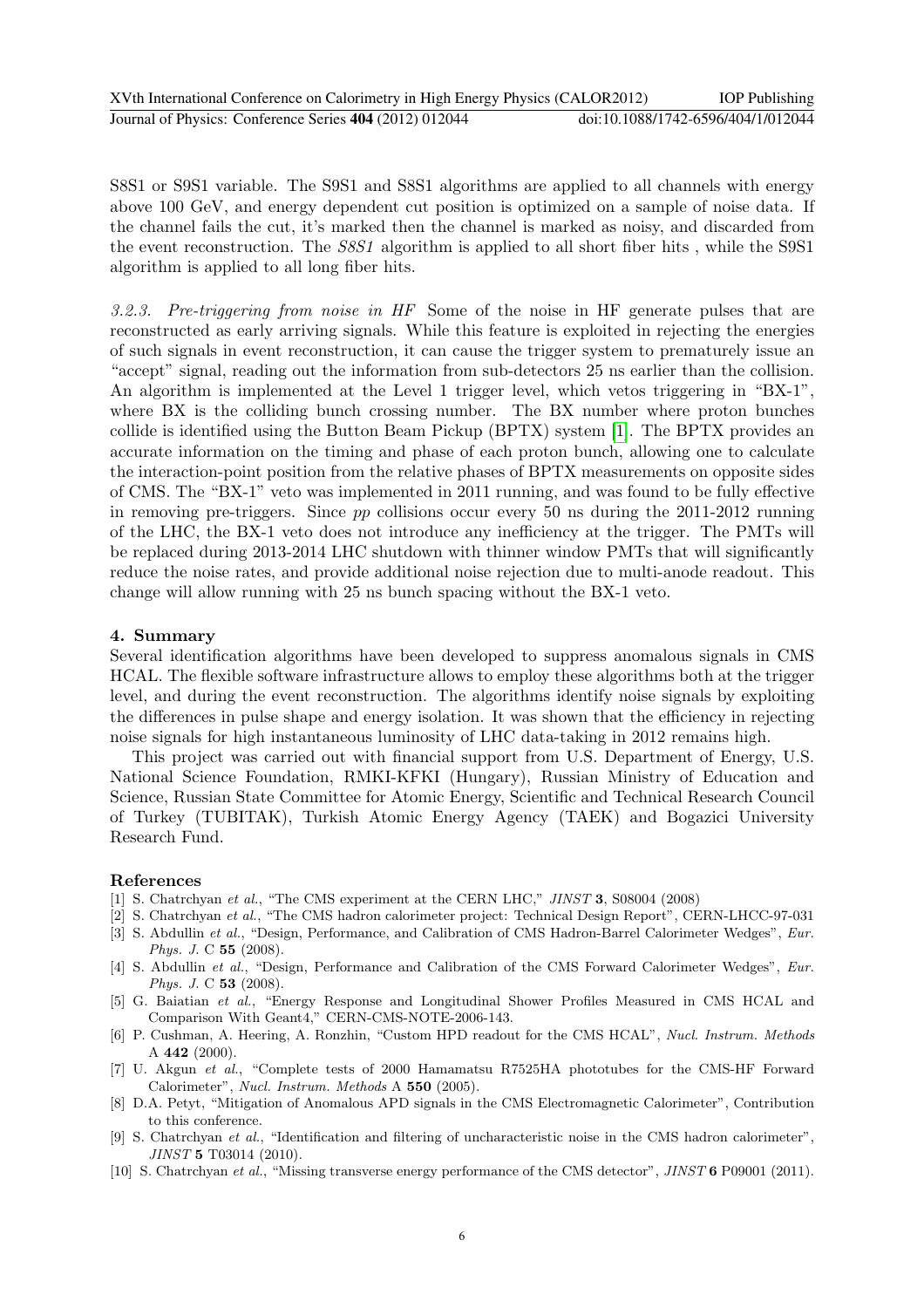S8S1 or S9S1 variable. The S9S1 and S8S1 algorithms are applied to all channels with energy above 100 GeV, and energy dependent cut position is optimized on a sample of noise data. If the channel fails the cut, it's marked then the channel is marked as noisy, and discarded from the event reconstruction. The *S8S1* algorithm is applied to all short fiber hits , while the S9S1 algorithm is applied to all long fiber hits.

*3.2.3. Pre-triggering from noise in HF* Some of the noise in HF generate pulses that are reconstructed as early arriving signals. While this feature is exploited in rejecting the energies of such signals in event reconstruction, it can cause the trigger system to prematurely issue an "accept" signal, reading out the information from sub-detectors 25 ns earlier than the collision. An algorithm is implemented at the Level 1 trigger level, which vetos triggering in "BX-1", where BX is the colliding bunch crossing number. The BX number where proton bunches collide is identified using the Button Beam Pickup (BPTX) system [1]. The BPTX provides an accurate information on the timing and phase of each proton bunch, allowing one to calculate the interaction-point position from the relative phases of BPTX measurements on opposite sides of CMS. The "BX-1" veto was implemented in 2011 running, and was found to be fully effective in removing pre-triggers. Since *pp* collisions occur every 50 ns during the 2011-2012 running of the LHC, the BX-1 veto does not introduce any inefficiency at the trigger. The PMTs will be replaced during 2013-2014 LHC shutdown with thinner window PMTs that will significantly reduce the noise rates, and provide additional noise rejection due to multi-anode readout. This change will allow running with 25 ns bunch spacing without the BX-1 veto.

## 4. Summary

Several identification algorithms have been developed to suppress anomalous signals in CMS HCAL. The flexible software infrastructure allows to employ these algorithms both at the trigger level, and during the event reconstruction. The algorithms identify noise signals by exploiting the differences in pulse shape and energy isolation. It was shown that the efficiency in rejecting noise signals for high instantaneous luminosity of LHC data-taking in 2012 remains high.

This project was carried out with financial support from U.S. Department of Energy, U.S. National Science Foundation, RMKI-KFKI (Hungary), Russian Ministry of Education and Science, Russian State Committee for Atomic Energy, Scientific and Technical Research Council of Turkey (TUBITAK), Turkish Atomic Energy Agency (TAEK) and Bogazici University Research Fund.

## References

[1] S. Chatrchyan *et al.*, "The CMS experiment at the CERN LHC," *JINST* **3**, S08004 (2008)

[2] S. Chatrchyan *et al.*, "The CMS hadron calorimeter project: Technical Design Report", CERN-LHCC-97-031

[3] S. Abdullin *et al.*, "Design, Performance, and Calibration of CMS Hadron-Barrel Calorimeter Wedges", *Eur. Phys. J.* C **55** (2008).

[4] S. Abdullin *et al.*, "Design, Performance and Calibration of the CMS Forward Calorimeter Wedges", *Eur. Phys. J.* C **53** (2008).

[5] G. Baiatian *et al.*, "Energy Response and Longitudinal Shower Profiles Measured in CMS HCAL and Comparison With Geant4," CERN-CMS-NOTE-2006-143.

[6] P. Cushman, A. Heering, A. Ronzhin, "Custom HPD readout for the CMS HCAL", *Nucl. Instrum. Methods* A **442** (2000).

[7] U. Akgun *et al.*, "Complete tests of 2000 Hamamatsu R7525HA phototubes for the CMS-HF Forward Calorimeter", *Nucl. Instrum. Methods* A **550** (2005).

[8] D.A. Petyt, "Mitigation of Anomalous APD signals in the CMS Electromagnetic Calorimeter", Contribution to this conference.

[9] S. Chatrchyan *et al.*, "Identification and filtering of uncharacteristic noise in the CMS hadron calorimeter", *JINST* **5** T03014 (2010).

[10] S. Chatrchyan *et al.*, "Missing transverse energy performance of the CMS detector", *JINST* **6** P09001 (2011).